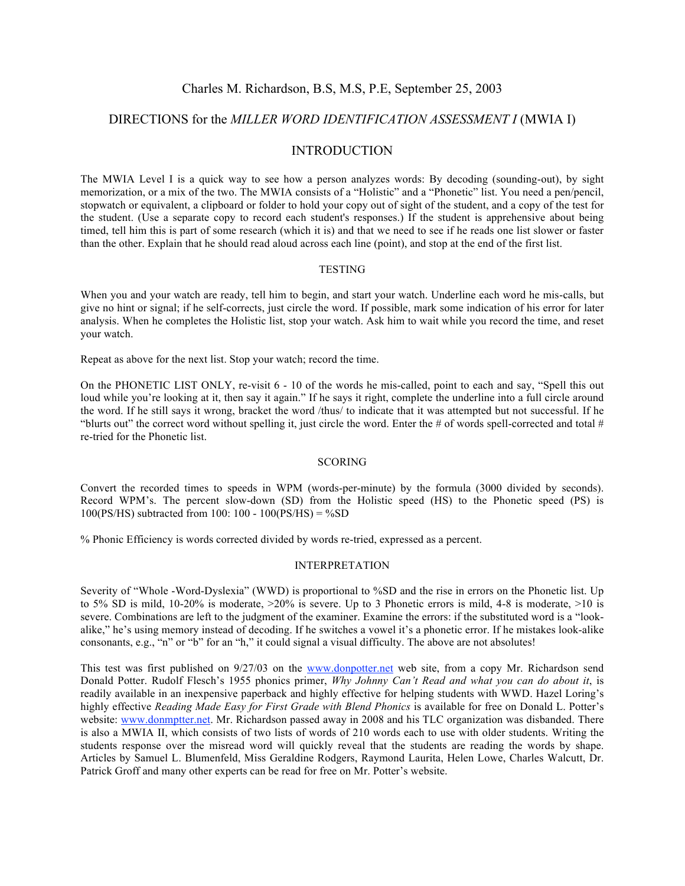Charles M. Richardson, B.S, M.S, P.E, September 25, 2003

# DIRECTIONS for the *MILLER WORD IDENTIFICATION ASSESSMENT I* (MWIA I)

## INTRODUCTION

The MWIA Level I is a quick way to see how a person analyzes words: By decoding (sounding-out), by sight memorization, or a mix of the two. The MWIA consists of a "Holistic" and a "Phonetic" list. You need a pen/pencil, stopwatch or equivalent, a clipboard or folder to hold your copy out of sight of the student, and a copy of the test for the student. (Use a separate copy to record each student's responses.) If the student is apprehensive about being timed, tell him this is part of some research (which it is) and that we need to see if he reads one list slower or faster than the other. Explain that he should read aloud across each line (point), and stop at the end of the first list.

### TESTING

When you and your watch are ready, tell him to begin, and start your watch. Underline each word he mis-calls, but give no hint or signal; if he self-corrects, just circle the word. If possible, mark some indication of his error for later analysis. When he completes the Holistic list, stop your watch. Ask him to wait while you record the time, and reset your watch.

Repeat as above for the next list. Stop your watch; record the time.

On the PHONETIC LIST ONLY, re-visit 6 - 10 of the words he mis-called, point to each and say, "Spell this out loud while you're looking at it, then say it again." If he says it right, complete the underline into a full circle around the word. If he still says it wrong, bracket the word /thus/ to indicate that it was attempted but not successful. If he "blurts out" the correct word without spelling it, just circle the word. Enter the # of words spell-corrected and total # re-tried for the Phonetic list.

### SCORING

Convert the recorded times to speeds in WPM (words-per-minute) by the formula (3000 divided by seconds). Record WPM's. The percent slow-down (SD) from the Holistic speed (HS) to the Phonetic speed (PS) is 100(PS/HS) subtracted from 100: 100 - 100(PS/HS) = %SD

% Phonic Efficiency is words corrected divided by words re-tried, expressed as a percent.

### INTERPRETATION

Severity of "Whole -Word-Dyslexia" (WWD) is proportional to %SD and the rise in errors on the Phonetic list. Up to 5% SD is mild, 10-20% is moderate, >20% is severe. Up to 3 Phonetic errors is mild, 4-8 is moderate, >10 is severe. Combinations are left to the judgment of the examiner. Examine the errors: if the substituted word is a "look-alike," he's using memory instead of decoding. If he switches a vowel it's a phonetic error. If he mistakes look-alike consonants, e.g., "n" or "b" for an "h," it could signal a visual difficulty. The above are not absolutes!

This test was first published on 9/27/03 on the www.donpotter.net web site, from a copy Mr. Richardson send Donald Potter. Rudolf Flesch's 1955 phonics primer, *Why Johnny Can't Read and what you can do about it*, is readily available in an inexpensive paperback and highly effective for helping students with WWD. Hazel Loring's highly effective *Reading Made Easy for First Grade with Blend Phonics* is available for free on Donald L. Potter's website: www.donmptter.net. Mr. Richardson passed away in 2008 and his TLC organization was disbanded. There is also a MWIA II, which consists of two lists of words of 210 words each to use with older students. Writing the students response over the misread word will quickly reveal that the students are reading the words by shape. Articles by Samuel L. Blumenfeld, Miss Geraldine Rodgers, Raymond Laurita, Helen Lowe, Charles Walcutt, Dr. Patrick Groff and many other experts can be read for free on Mr. Potter's website.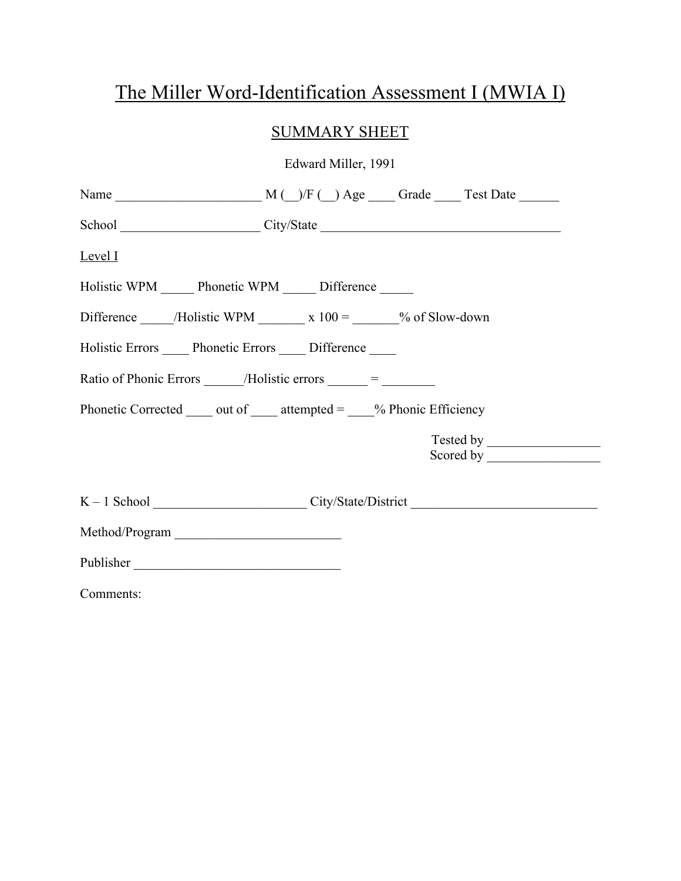# The Miller Word-Identification Assessment I (MWIA I)

## SUMMARY SHEET

Edward Miller, 1991

Name ______________________ M (__)/F (__) Age ____ Grade ____ Test Date ______

School _____________________ City/State ____________________________________

Level I

Holistic WPM _____ Phonetic WPM _____ Difference _____

Difference _____/Holistic WPM _______ x 100 = _______% of Slow-down

Holistic Errors ____ Phonetic Errors ____ Difference ____

Ratio of Phonic Errors ______/Holistic errors ______ = ________

Phonetic Corrected ____ out of ____ attempted = ____% Phonic Efficiency

Tested by _________________
Scored by _________________

K – 1 School _______________________ City/State/District ____________________________

Method/Program _________________________

Publisher _______________________________

Comments: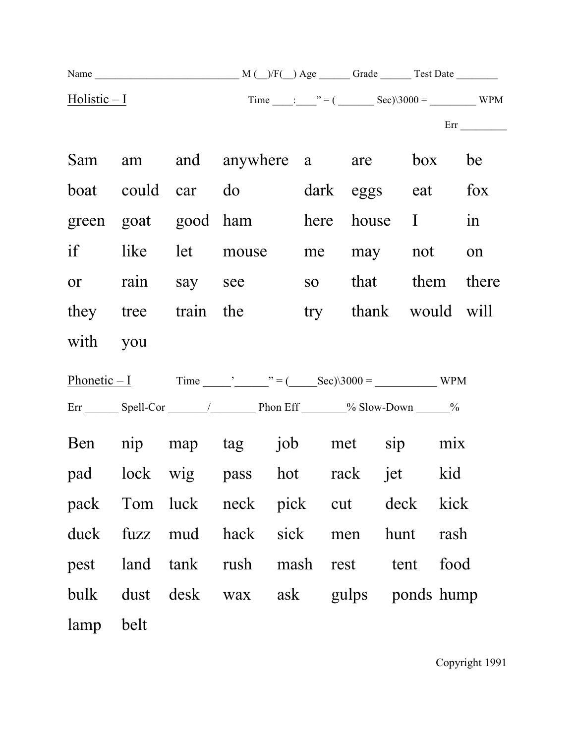Name ____________________________ M (__)/F(__) Age ______ Grade ______ Test Date ________

Holistic – I

Time ____:____" = ( _______ Sec)\3000 = _________ WPM

Err _________

| | | | | | | | |
|---|---|---|---|---|---|---|---|
| Sam | am | and | anywhere | a | are | box | be |
| boat | could | car | do | dark | eggs | eat | fox |
| green | goat | good | ham | here | house | I | in |
| if | like | let | mouse | me | may | not | on |
| or | rain | say | see | so | that | them | there |
| they | tree | train | the | try | thank | would | will |
| with | you | | | | | | |

Phonetic – I

Time _____'______" = (_____Sec)\3000 = ___________ WPM

Err ______ Spell-Cor _______/________ Phon Eff ________% Slow-Down ______%

| | | | | | | | |
|---|---|---|---|---|---|---|---|
| Ben | nip | map | tag | job | met | sip | mix |
| pad | lock | wig | pass | hot | rack | jet | kid |
| pack | Tom | luck | neck | pick | cut | deck | kick |
| duck | fuzz | mud | hack | sick | men | hunt | rash |
| pest | land | tank | rush | mash | rest | tent | food |
| bulk | dust | desk | wax | ask | gulps | ponds | hump |
| lamp | belt | | | | | | |

Copyright 1991